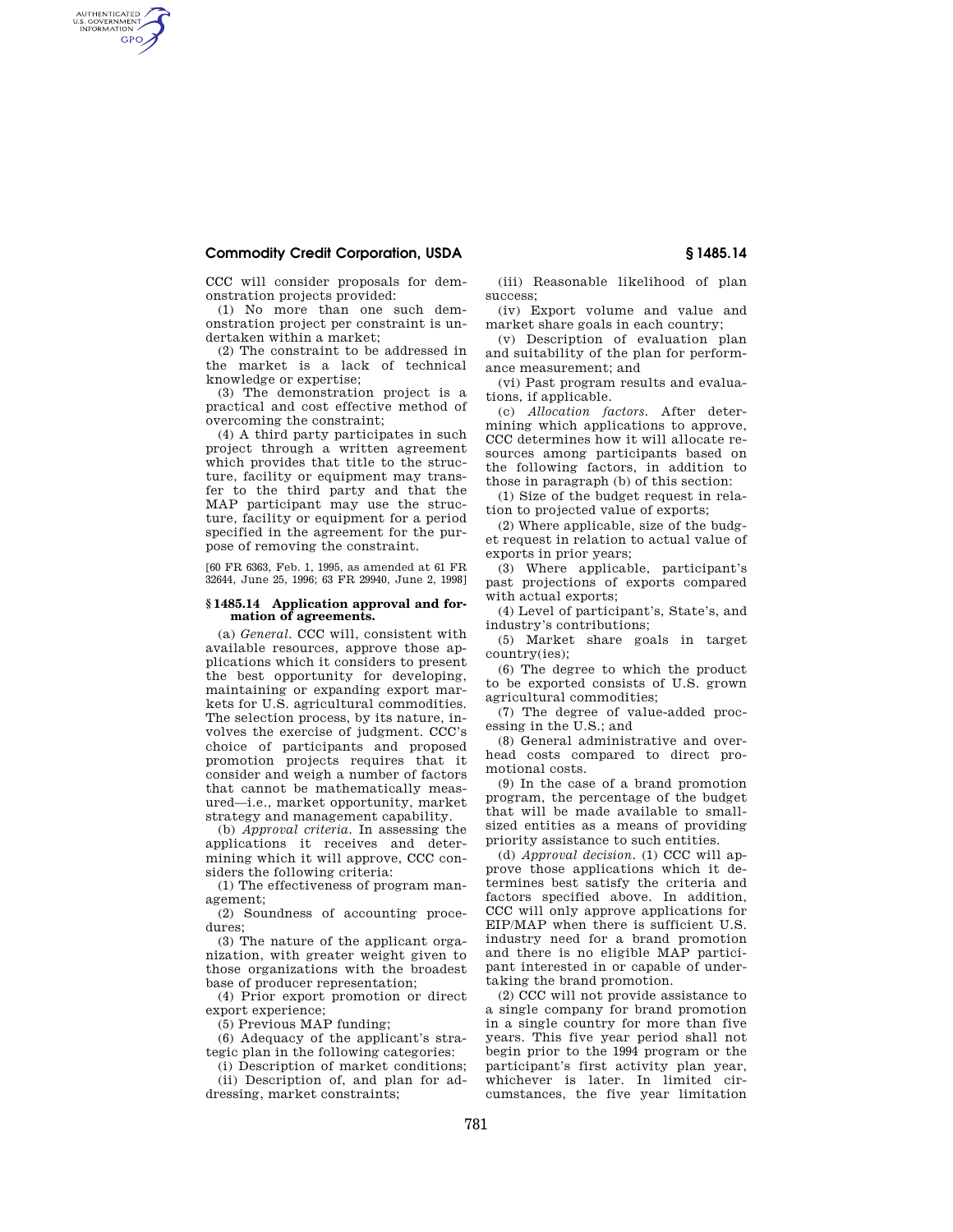CCC will consider proposals for demonstration projects provided:

(1) No more than one such demonstration project per constraint is undertaken within a market;

(2) The constraint to be addressed in the market is a lack of technical knowledge or expertise;

(3) The demonstration project is a practical and cost effective method of overcoming the constraint;

(4) A third party participates in such project through a written agreement which provides that title to the structure, facility or equipment may transfer to the third party and that the MAP participant may use the structure, facility or equipment for a period specified in the agreement for the purpose of removing the constraint.

[60 FR 6363, Feb. 1, 1995, as amended at 61 FR 32644, June 25, 1996; 63 FR 29940, June 2, 1998]

### § 1485.14 Application approval and formation of agreements.

(a) *General.* CCC will, consistent with available resources, approve those applications which it considers to present the best opportunity for developing, maintaining or expanding export markets for U.S. agricultural commodities. The selection process, by its nature, involves the exercise of judgment. CCC's choice of participants and proposed promotion projects requires that it consider and weigh a number of factors that cannot be mathematically measured—i.e., market opportunity, market strategy and management capability.

(b) *Approval criteria.* In assessing the applications it receives and determining which it will approve, CCC considers the following criteria:

(1) The effectiveness of program management;

(2) Soundness of accounting procedures;

(3) The nature of the applicant organization, with greater weight given to those organizations with the broadest base of producer representation;

(4) Prior export promotion or direct export experience;

(5) Previous MAP funding;

(6) Adequacy of the applicant's strategic plan in the following categories:

(i) Description of market conditions;

(ii) Description of, and plan for addressing, market constraints;

(iii) Reasonable likelihood of plan success;

(iv) Export volume and value and market share goals in each country;

(v) Description of evaluation plan and suitability of the plan for performance measurement; and

(vi) Past program results and evaluations, if applicable.

(c) *Allocation factors.* After determining which applications to approve, CCC determines how it will allocate resources among participants based on the following factors, in addition to those in paragraph (b) of this section:

(1) Size of the budget request in relation to projected value of exports;

(2) Where applicable, size of the budget request in relation to actual value of exports in prior years;

(3) Where applicable, participant's past projections of exports compared with actual exports;

(4) Level of participant's, State's, and industry's contributions;

(5) Market share goals in target country(ies);

(6) The degree to which the product to be exported consists of U.S. grown agricultural commodities;

(7) The degree of value-added processing in the U.S.; and

(8) General administrative and overhead costs compared to direct promotional costs.

(9) In the case of a brand promotion program, the percentage of the budget that will be made available to small-sized entities as a means of providing priority assistance to such entities.

(d) *Approval decision.* (1) CCC will approve those applications which it determines best satisfy the criteria and factors specified above. In addition, CCC will only approve applications for EIP/MAP when there is sufficient U.S. industry need for a brand promotion and there is no eligible MAP participant interested in or capable of undertaking the brand promotion.

(2) CCC will not provide assistance to a single company for brand promotion in a single country for more than five years. This five year period shall not begin prior to the 1994 program or the participant's first activity plan year, whichever is later. In limited circumstances, the five year limitation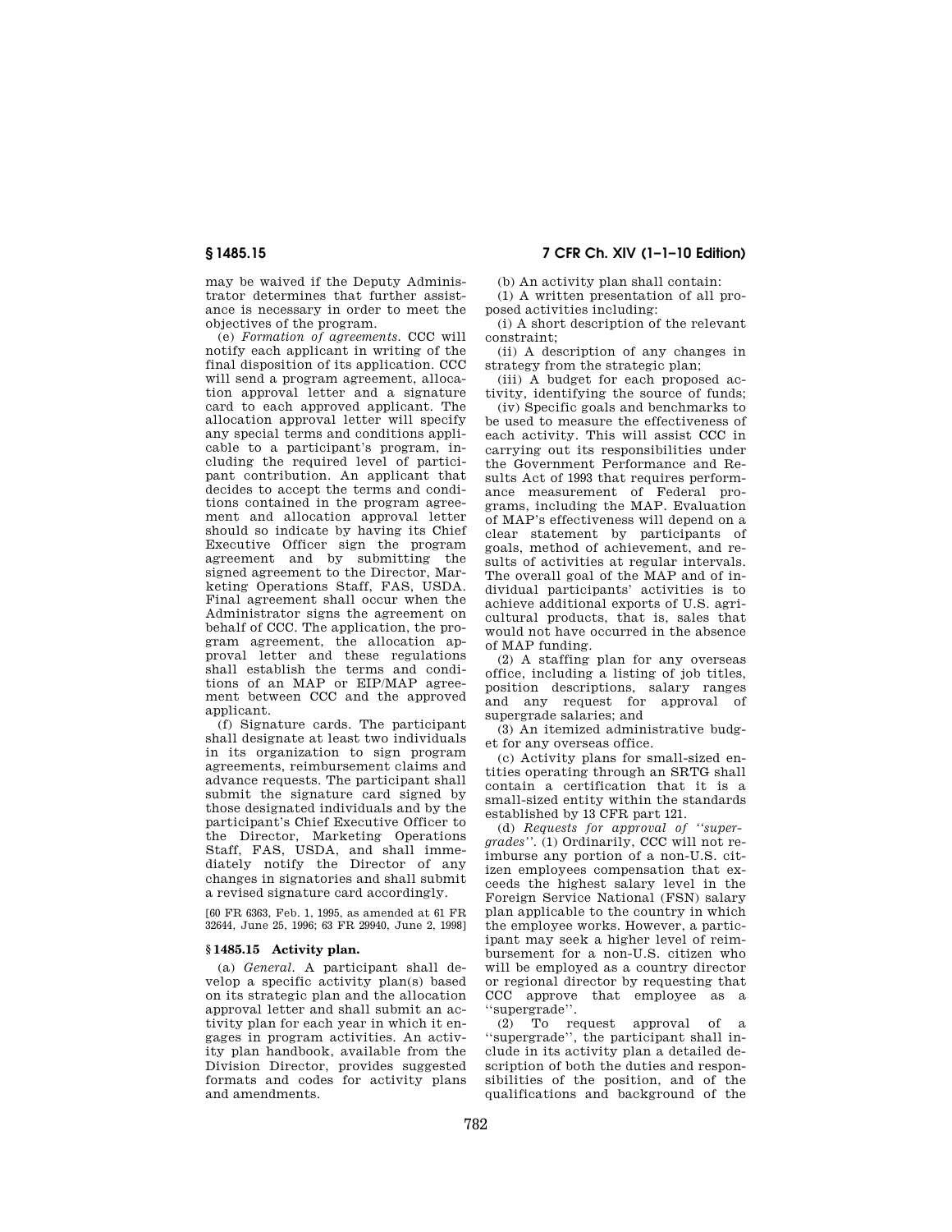may be waived if the Deputy Administrator determines that further assistance is necessary in order to meet the objectives of the program.

(e) *Formation of agreements.* CCC will notify each applicant in writing of the final disposition of its application. CCC will send a program agreement, allocation approval letter and a signature card to each approved applicant. The allocation approval letter will specify any special terms and conditions applicable to a participant's program, including the required level of participant contribution. An applicant that decides to accept the terms and conditions contained in the program agreement and allocation approval letter should so indicate by having its Chief Executive Officer sign the program agreement and by submitting the signed agreement to the Director, Marketing Operations Staff, FAS, USDA. Final agreement shall occur when the Administrator signs the agreement on behalf of CCC. The application, the program agreement, the allocation approval letter and these regulations shall establish the terms and conditions of an MAP or EIP/MAP agreement between CCC and the approved applicant.

(f) Signature cards. The participant shall designate at least two individuals in its organization to sign program agreements, reimbursement claims and advance requests. The participant shall submit the signature card signed by those designated individuals and by the participant's Chief Executive Officer to the Director, Marketing Operations Staff, FAS, USDA, and shall immediately notify the Director of any changes in signatories and shall submit a revised signature card accordingly.

[60 FR 6363, Feb. 1, 1995, as amended at 61 FR 32644, June 25, 1996; 63 FR 29940, June 2, 1998]

## § 1485.15 Activity plan.

(a) *General.* A participant shall develop a specific activity plan(s) based on its strategic plan and the allocation approval letter and shall submit an activity plan for each year in which it engages in program activities. An activity plan handbook, available from the Division Director, provides suggested formats and codes for activity plans and amendments.

(b) An activity plan shall contain:

(1) A written presentation of all proposed activities including:

(i) A short description of the relevant constraint;

(ii) A description of any changes in strategy from the strategic plan;

(iii) A budget for each proposed activity, identifying the source of funds;

(iv) Specific goals and benchmarks to be used to measure the effectiveness of each activity. This will assist CCC in carrying out its responsibilities under the Government Performance and Results Act of 1993 that requires performance measurement of Federal programs, including the MAP. Evaluation of MAP's effectiveness will depend on a clear statement by participants of goals, method of achievement, and results of activities at regular intervals. The overall goal of the MAP and of individual participants' activities is to achieve additional exports of U.S. agricultural products, that is, sales that would not have occurred in the absence of MAP funding.

(2) A staffing plan for any overseas office, including a listing of job titles, position descriptions, salary ranges and any request for approval of supergrade salaries; and

(3) An itemized administrative budget for any overseas office.

(c) Activity plans for small-sized entities operating through an SRTG shall contain a certification that it is a small-sized entity within the standards established by 13 CFR part 121.

(d) *Requests for approval of "supergrades".* (1) Ordinarily, CCC will not reimburse any portion of a non-U.S. citizen employees compensation that exceeds the highest salary level in the Foreign Service National (FSN) salary plan applicable to the country in which the employee works. However, a participant may seek a higher level of reimbursement for a non-U.S. citizen who will be employed as a country director or regional director by requesting that CCC approve that employee as a "supergrade".

(2) To request approval of a "supergrade", the participant shall include in its activity plan a detailed description of both the duties and responsibilities of the position, and of the qualifications and background of the